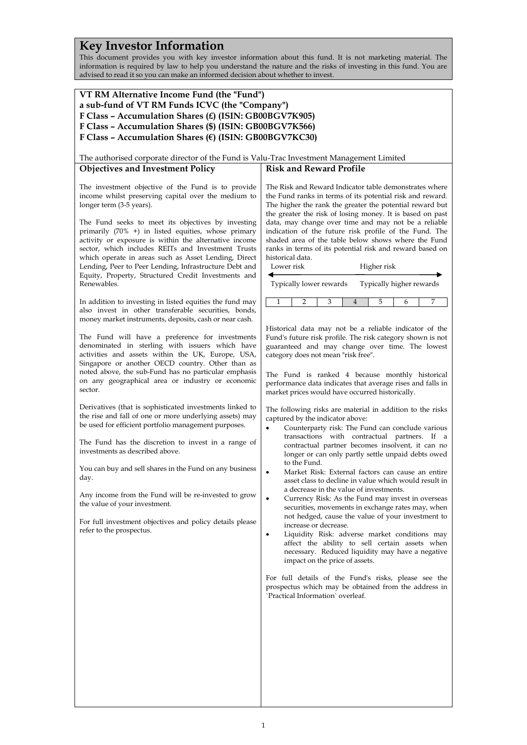# Key Investor Information

This document provides you with key investor information about this fund. It is not marketing material. The information is required by law to help you understand the nature and the risks of investing in this fund. You are advised to read it so you can make an informed decision about whether to invest.

**VT RM Alternative Income Fund (the "Fund")**
**a sub-fund of VT RM Funds ICVC (the "Company")**
**F Class – Accumulation Shares (£) (ISIN: GB00BGV7K905)**
**F Class – Accumulation Shares ($) (ISIN: GB00BGV7K566)**
**F Class – Accumulation Shares (€) (ISIN: GB00BGV7KC30)**

The authorised corporate director of the Fund is Valu-Trac Investment Management Limited

## Objectives and Investment Policy

The investment objective of the Fund is to provide income whilst preserving capital over the medium to longer term (3-5 years).

The Fund seeks to meet its objectives by investing primarily (70% +) in listed equities, whose primary activity or exposure is within the alternative income sector, which includes REITs and Investment Trusts which operate in areas such as Asset Lending, Direct Lending, Peer to Peer Lending, Infrastructure Debt and Equity, Property, Structured Credit Investments and Renewables.

In addition to investing in listed equities the fund may also invest in other transferable securities, bonds, money market instruments, deposits, cash or near cash.

The Fund will have a preference for investments denominated in sterling with issuers which have activities and assets within the UK, Europe, USA, Singapore or another OECD country. Other than as noted above, the sub-Fund has no particular emphasis on any geographical area or industry or economic sector.

Derivatives (that is sophisticated investments linked to the rise and fall of one or more underlying assets) may be used for efficient portfolio management purposes.

The Fund has the discretion to invest in a range of investments as described above.

You can buy and sell shares in the Fund on any business day.

Any income from the Fund will be re-invested to grow the value of your investment.

For full investment objectives and policy details please refer to the prospectus.

## Risk and Reward Profile

The Risk and Reward Indicator table demonstrates where the Fund ranks in terms of its potential risk and reward. The higher the rank the greater the potential reward but the greater the risk of losing money. It is based on past data, may change over time and may not be a reliable indication of the future risk profile of the Fund. The shaded area of the table below shows where the Fund ranks in terms of its potential risk and reward based on historical data.

Lower risk ← → Higher risk

Typically lower rewards — Typically higher rewards

| 1 | 2 | 3 | **4** | 5 | 6 | 7 |
|---|---|---|---|---|---|---|

Historical data may not be a reliable indicator of the Fund's future risk profile. The risk category shown is not guaranteed and may change over time. The lowest category does not mean "risk free".

The Fund is ranked 4 because monthly historical performance data indicates that average rises and falls in market prices would have occurred historically.

The following risks are material in addition to the risks captured by the indicator above:

- Counterparty risk: The Fund can conclude various transactions with contractual partners. If a contractual partner becomes insolvent, it can no longer or can only partly settle unpaid debts owed to the Fund.
- Market Risk: External factors can cause an entire asset class to decline in value which would result in a decrease in the value of investments.
- Currency Risk: As the Fund may invest in overseas securities, movements in exchange rates may, when not hedged, cause the value of your investment to increase or decrease.
- Liquidity Risk: adverse market conditions may affect the ability to sell certain assets when necessary. Reduced liquidity may have a negative impact on the price of assets.

For full details of the Fund's risks, please see the prospectus which may be obtained from the address in `Practical Information` overleaf.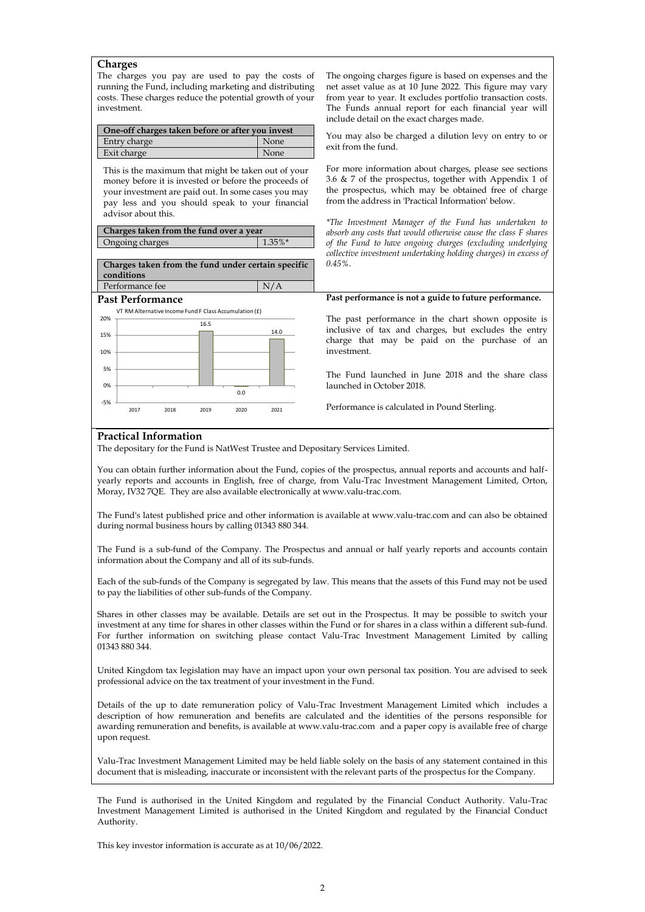## Charges

The charges you pay are used to pay the costs of running the Fund, including marketing and distributing costs. These charges reduce the potential growth of your investment.

| One-off charges taken before or after you invest | |
|---|---|
| Entry charge | None |
| Exit charge | None |

This is the maximum that might be taken out of your money before it is invested or before the proceeds of your investment are paid out. In some cases you may pay less and you should speak to your financial advisor about this.

| Charges taken from the fund over a year | |
|---|---|
| Ongoing charges | 1.35%* |

| Charges taken from the fund under certain specific conditions | |
|---|---|
| Performance fee | N/A |

The ongoing charges figure is based on expenses and the net asset value as at 10 June 2022. This figure may vary from year to year. It excludes portfolio transaction costs. The Funds annual report for each financial year will include detail on the exact charges made.

You may also be charged a dilution levy on entry to or exit from the fund.

For more information about charges, please see sections 3.6 & 7 of the prospectus, together with Appendix 1 of the prospectus, which may be obtained free of charge from the address in 'Practical Information' below.

*\*The Investment Manager of the Fund has undertaken to absorb any costs that would otherwise cause the class F shares of the Fund to have ongoing charges (excluding underlying collective investment undertaking holding charges) in excess of 0.45%.*

## Past Performance

VT RM Alternative Income Fund F Class Accumulation (£)

20%
15%
10%
5%
0%
-5%

16.5
14.0
0.0

2017 2018 2019 2020 2021

**Past performance is not a guide to future performance.**

The past performance in the chart shown opposite is inclusive of tax and charges, but excludes the entry charge that may be paid on the purchase of an investment.

The Fund launched in June 2018 and the share class launched in October 2018.

Performance is calculated in Pound Sterling.

## Practical Information

The depositary for the Fund is NatWest Trustee and Depositary Services Limited.

You can obtain further information about the Fund, copies of the prospectus, annual reports and accounts and half-yearly reports and accounts in English, free of charge, from Valu-Trac Investment Management Limited, Orton, Moray, IV32 7QE. They are also available electronically at www.valu-trac.com.

The Fund's latest published price and other information is available at www.valu-trac.com and can also be obtained during normal business hours by calling 01343 880 344.

The Fund is a sub-fund of the Company. The Prospectus and annual or half yearly reports and accounts contain information about the Company and all of its sub-funds.

Each of the sub-funds of the Company is segregated by law. This means that the assets of this Fund may not be used to pay the liabilities of other sub-funds of the Company.

Shares in other classes may be available. Details are set out in the Prospectus. It may be possible to switch your investment at any time for shares in other classes within the Fund or for shares in a class within a different sub-fund. For further information on switching please contact Valu-Trac Investment Management Limited by calling 01343 880 344.

United Kingdom tax legislation may have an impact upon your own personal tax position. You are advised to seek professional advice on the tax treatment of your investment in the Fund.

Details of the up to date remuneration policy of Valu-Trac Investment Management Limited which includes a description of how remuneration and benefits are calculated and the identities of the persons responsible for awarding remuneration and benefits, is available at www.valu-trac.com and a paper copy is available free of charge upon request.

Valu-Trac Investment Management Limited may be held liable solely on the basis of any statement contained in this document that is misleading, inaccurate or inconsistent with the relevant parts of the prospectus for the Company.

The Fund is authorised in the United Kingdom and regulated by the Financial Conduct Authority. Valu-Trac Investment Management Limited is authorised in the United Kingdom and regulated by the Financial Conduct Authority.

This key investor information is accurate as at 10/06/2022.